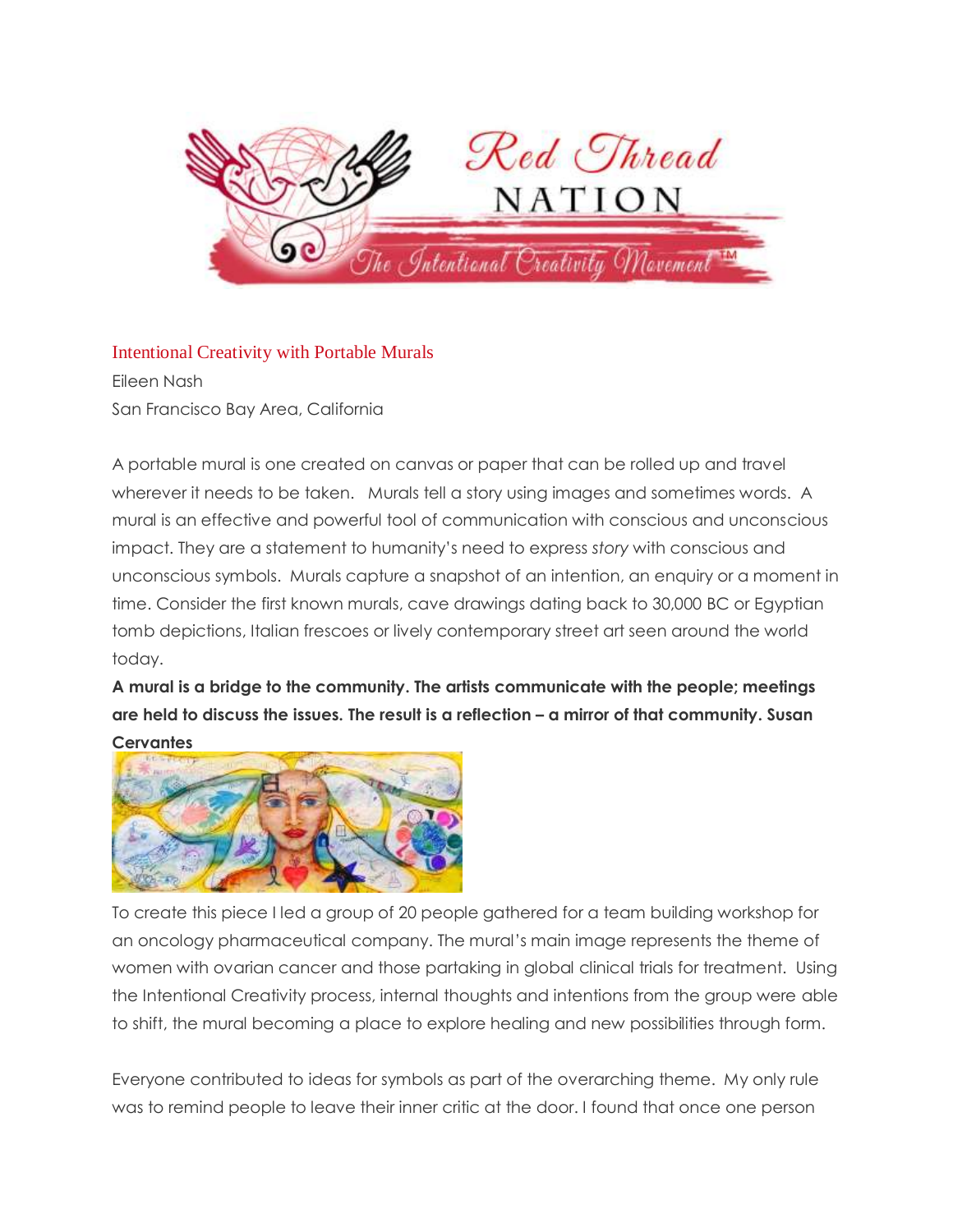## Intentional Creativity with Portable Murals

Eileen Nash
San Francisco Bay Area, California

A portable mural is one created on canvas or paper that can be rolled up and travel wherever it needs to be taken. Murals tell a story using images and sometimes words. A mural is an effective and powerful tool of communication with conscious and unconscious impact. They are a statement to humanity's need to express *story* with conscious and unconscious symbols. Murals capture a snapshot of an intention, an enquiry or a moment in time. Consider the first known murals, cave drawings dating back to 30,000 BC or Egyptian tomb depictions, Italian frescoes or lively contemporary street art seen around the world today.

**A mural is a bridge to the community. The artists communicate with the people; meetings are held to discuss the issues. The result is a reflection – a mirror of that community. Susan Cervantes**

To create this piece I led a group of 20 people gathered for a team building workshop for an oncology pharmaceutical company. The mural's main image represents the theme of women with ovarian cancer and those partaking in global clinical trials for treatment. Using the Intentional Creativity process, internal thoughts and intentions from the group were able to shift, the mural becoming a place to explore healing and new possibilities through form.

Everyone contributed to ideas for symbols as part of the overarching theme. My only rule was to remind people to leave their inner critic at the door. I found that once one person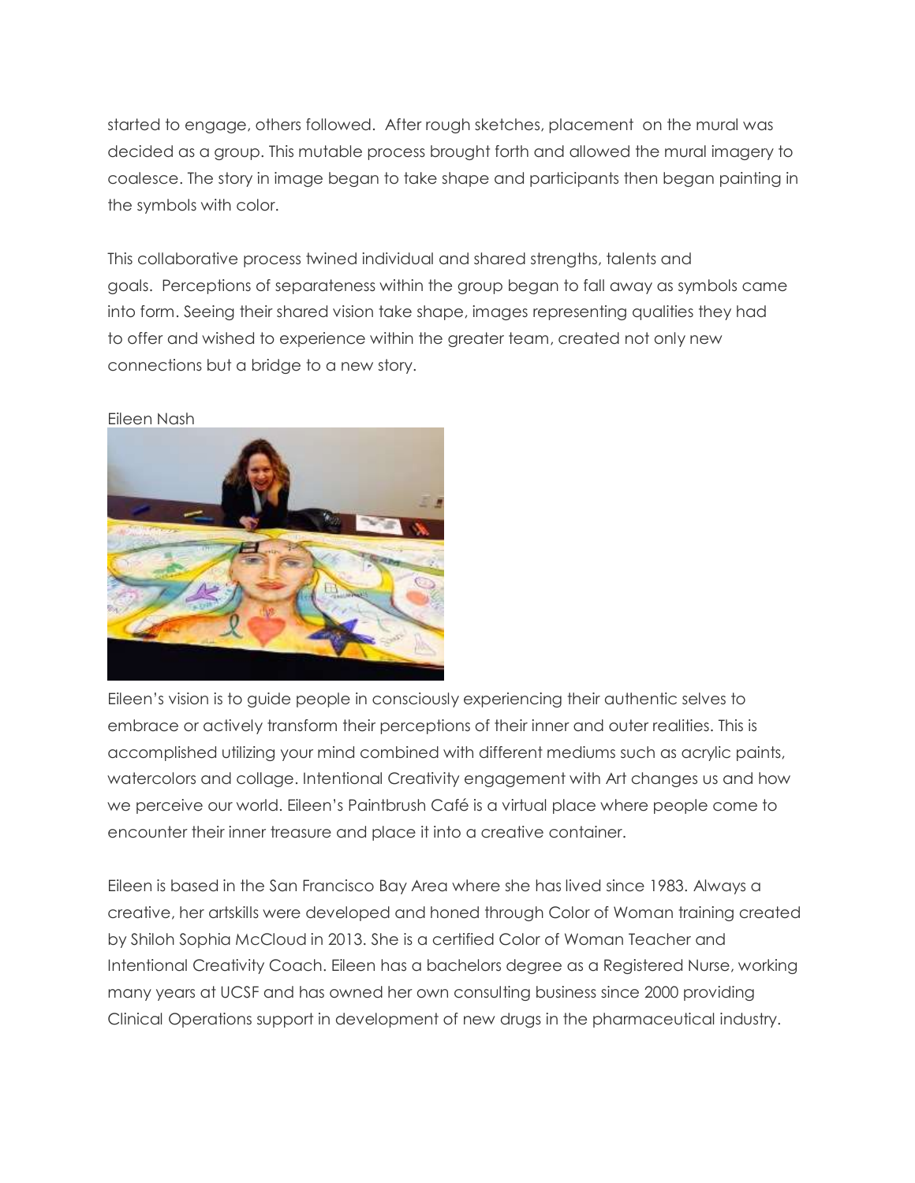started to engage, others followed. After rough sketches, placement on the mural was decided as a group. This mutable process brought forth and allowed the mural imagery to coalesce. The story in image began to take shape and participants then began painting in the symbols with color.

This collaborative process twined individual and shared strengths, talents and goals. Perceptions of separateness within the group began to fall away as symbols came into form. Seeing their shared vision take shape, images representing qualities they had to offer and wished to experience within the greater team, created not only new connections but a bridge to a new story.

Eileen Nash

Eileen's vision is to guide people in consciously experiencing their authentic selves to embrace or actively transform their perceptions of their inner and outer realities. This is accomplished utilizing your mind combined with different mediums such as acrylic paints, watercolors and collage. Intentional Creativity engagement with Art changes us and how we perceive our world. Eileen's Paintbrush Café is a virtual place where people come to encounter their inner treasure and place it into a creative container.

Eileen is based in the San Francisco Bay Area where she has lived since 1983. Always a creative, her artskills were developed and honed through Color of Woman training created by Shiloh Sophia McCloud in 2013. She is a certified Color of Woman Teacher and Intentional Creativity Coach. Eileen has a bachelors degree as a Registered Nurse, working many years at UCSF and has owned her own consulting business since 2000 providing Clinical Operations support in development of new drugs in the pharmaceutical industry.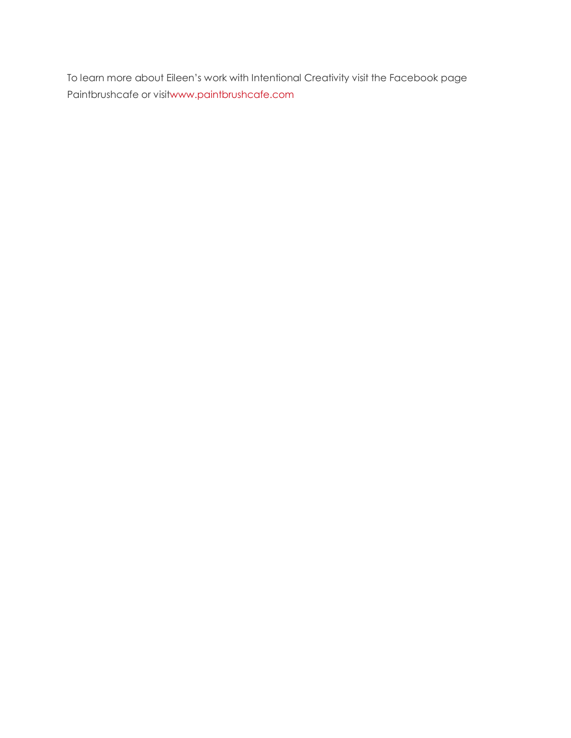To learn more about Eileen's work with Intentional Creativity visit the Facebook page Paintbrushcafe or visitwww.paintbrushcafe.com